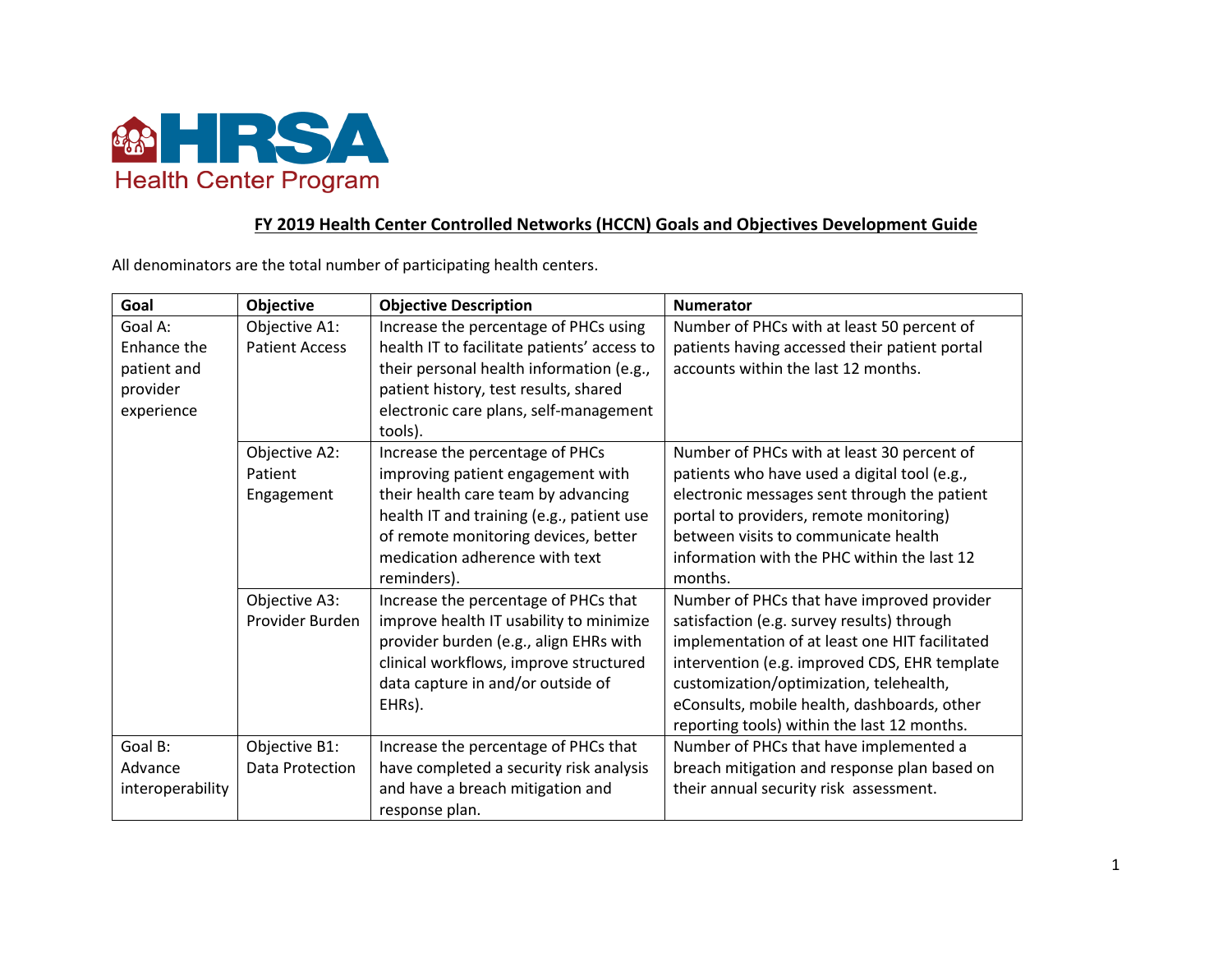HRSA
Health Center Program

# FY 2019 Health Center Controlled Networks (HCCN) Goals and Objectives Development Guide

All denominators are the total number of participating health centers.

| Goal | Objective | Objective Description | Numerator |
| --- | --- | --- | --- |
| Goal A: Enhance the patient and provider experience | Objective A1: Patient Access | Increase the percentage of PHCs using health IT to facilitate patients' access to their personal health information (e.g., patient history, test results, shared electronic care plans, self-management tools). | Number of PHCs with at least 50 percent of patients having accessed their patient portal accounts within the last 12 months. |
| | Objective A2: Patient Engagement | Increase the percentage of PHCs improving patient engagement with their health care team by advancing health IT and training (e.g., patient use of remote monitoring devices, better medication adherence with text reminders). | Number of PHCs with at least 30 percent of patients who have used a digital tool (e.g., electronic messages sent through the patient portal to providers, remote monitoring) between visits to communicate health information with the PHC within the last 12 months. |
| | Objective A3: Provider Burden | Increase the percentage of PHCs that improve health IT usability to minimize provider burden (e.g., align EHRs with clinical workflows, improve structured data capture in and/or outside of EHRs). | Number of PHCs that have improved provider satisfaction (e.g. survey results) through implementation of at least one HIT facilitated intervention (e.g. improved CDS, EHR template customization/optimization, telehealth, eConsults, mobile health, dashboards, other reporting tools) within the last 12 months. |
| Goal B: Advance interoperability | Objective B1: Data Protection | Increase the percentage of PHCs that have completed a security risk analysis and have a breach mitigation and response plan. | Number of PHCs that have implemented a breach mitigation and response plan based on their annual security risk assessment. |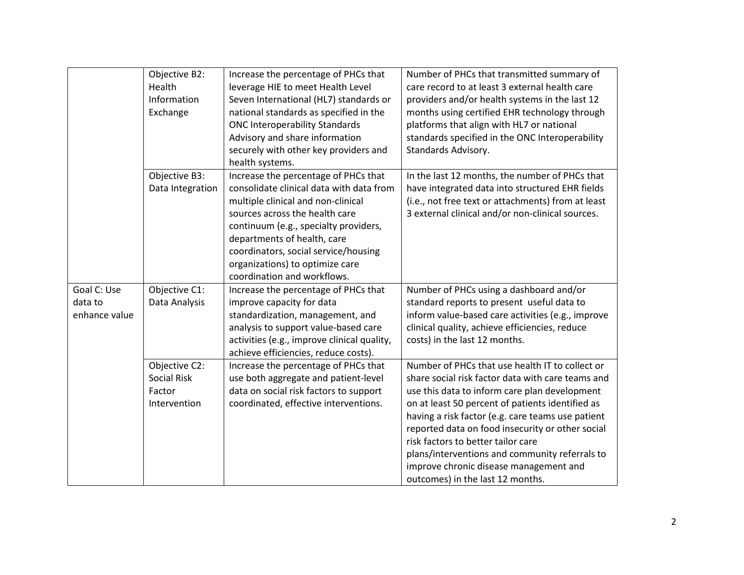| | | | |
|---|---|---|---|
| | Objective B2: Health Information Exchange | Increase the percentage of PHCs that leverage HIE to meet Health Level Seven International (HL7) standards or national standards as specified in the ONC Interoperability Standards Advisory and share information securely with other key providers and health systems. | Number of PHCs that transmitted summary of care record to at least 3 external health care providers and/or health systems in the last 12 months using certified EHR technology through platforms that align with HL7 or national standards specified in the ONC Interoperability Standards Advisory. |
| | Objective B3: Data Integration | Increase the percentage of PHCs that consolidate clinical data with data from multiple clinical and non-clinical sources across the health care continuum (e.g., specialty providers, departments of health, care coordinators, social service/housing organizations) to optimize care coordination and workflows. | In the last 12 months, the number of PHCs that have integrated data into structured EHR fields (i.e., not free text or attachments) from at least 3 external clinical and/or non-clinical sources. |
| Goal C: Use data to enhance value | Objective C1: Data Analysis | Increase the percentage of PHCs that improve capacity for data standardization, management, and analysis to support value-based care activities (e.g., improve clinical quality, achieve efficiencies, reduce costs). | Number of PHCs using a dashboard and/or standard reports to present useful data to inform value-based care activities (e.g., improve clinical quality, achieve efficiencies, reduce costs) in the last 12 months. |
| | Objective C2: Social Risk Factor Intervention | Increase the percentage of PHCs that use both aggregate and patient-level data on social risk factors to support coordinated, effective interventions. | Number of PHCs that use health IT to collect or share social risk factor data with care teams and use this data to inform care plan development on at least 50 percent of patients identified as having a risk factor (e.g. care teams use patient reported data on food insecurity or other social risk factors to better tailor care plans/interventions and community referrals to improve chronic disease management and outcomes) in the last 12 months. |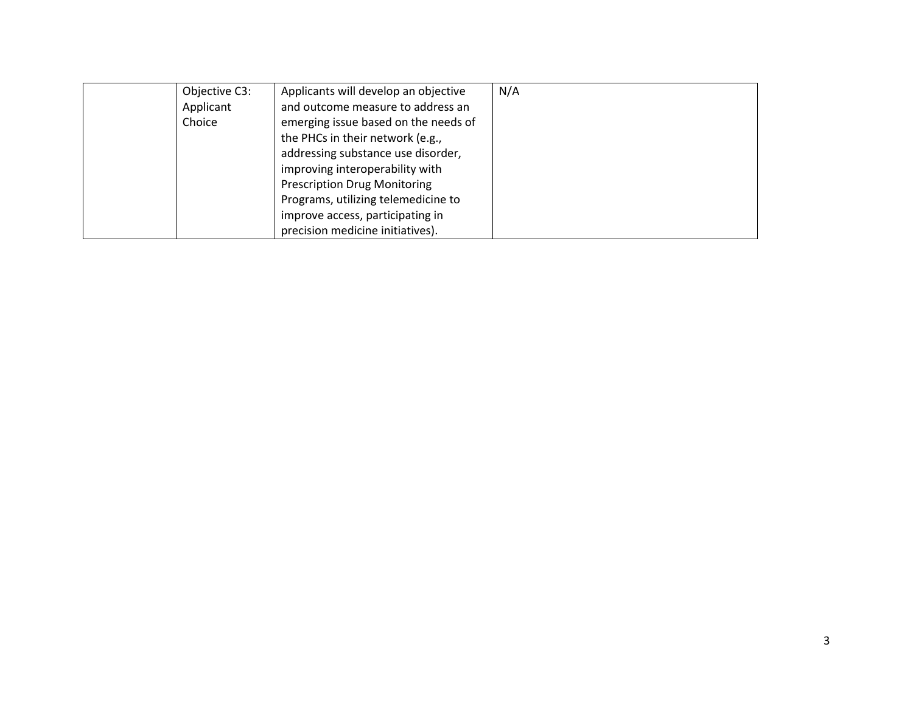| | | | |
|---|---|---|---|
| | Objective C3: Applicant Choice | Applicants will develop an objective and outcome measure to address an emerging issue based on the needs of the PHCs in their network (e.g., addressing substance use disorder, improving interoperability with Prescription Drug Monitoring Programs, utilizing telemedicine to improve access, participating in precision medicine initiatives). | N/A |